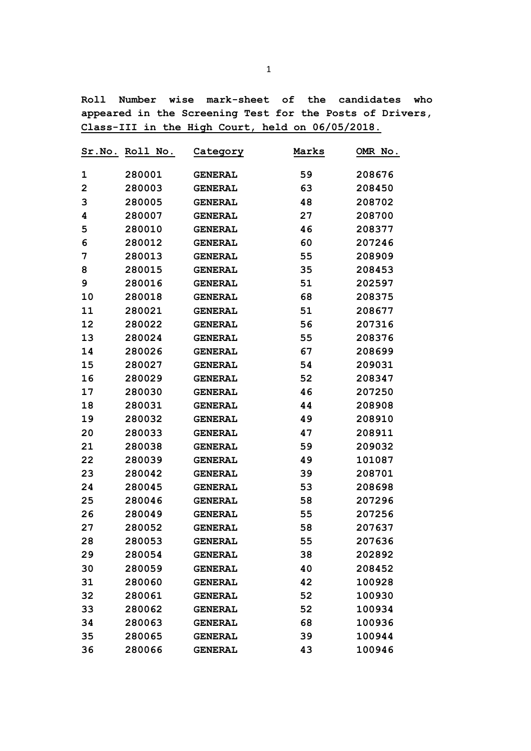**Roll Number wise mark-sheet of the candidates who appeared in the Screening Test for the Posts of Drivers, Class-III in the High Court, held on 06/05/2018.**

| Sr.No. | Roll No. | Category | Marks | OMR No. |
|---|---|---|---|---|
| 1 | 280001 | GENERAL | 59 | 208676 |
| 2 | 280003 | GENERAL | 63 | 208450 |
| 3 | 280005 | GENERAL | 48 | 208702 |
| 4 | 280007 | GENERAL | 27 | 208700 |
| 5 | 280010 | GENERAL | 46 | 208377 |
| 6 | 280012 | GENERAL | 60 | 207246 |
| 7 | 280013 | GENERAL | 55 | 208909 |
| 8 | 280015 | GENERAL | 35 | 208453 |
| 9 | 280016 | GENERAL | 51 | 202597 |
| 10 | 280018 | GENERAL | 68 | 208375 |
| 11 | 280021 | GENERAL | 51 | 208677 |
| 12 | 280022 | GENERAL | 56 | 207316 |
| 13 | 280024 | GENERAL | 55 | 208376 |
| 14 | 280026 | GENERAL | 67 | 208699 |
| 15 | 280027 | GENERAL | 54 | 209031 |
| 16 | 280029 | GENERAL | 52 | 208347 |
| 17 | 280030 | GENERAL | 46 | 207250 |
| 18 | 280031 | GENERAL | 44 | 208908 |
| 19 | 280032 | GENERAL | 49 | 208910 |
| 20 | 280033 | GENERAL | 47 | 208911 |
| 21 | 280038 | GENERAL | 59 | 209032 |
| 22 | 280039 | GENERAL | 49 | 101087 |
| 23 | 280042 | GENERAL | 39 | 208701 |
| 24 | 280045 | GENERAL | 53 | 208698 |
| 25 | 280046 | GENERAL | 58 | 207296 |
| 26 | 280049 | GENERAL | 55 | 207256 |
| 27 | 280052 | GENERAL | 58 | 207637 |
| 28 | 280053 | GENERAL | 55 | 207636 |
| 29 | 280054 | GENERAL | 38 | 202892 |
| 30 | 280059 | GENERAL | 40 | 208452 |
| 31 | 280060 | GENERAL | 42 | 100928 |
| 32 | 280061 | GENERAL | 52 | 100930 |
| 33 | 280062 | GENERAL | 52 | 100934 |
| 34 | 280063 | GENERAL | 68 | 100936 |
| 35 | 280065 | GENERAL | 39 | 100944 |
| 36 | 280066 | GENERAL | 43 | 100946 |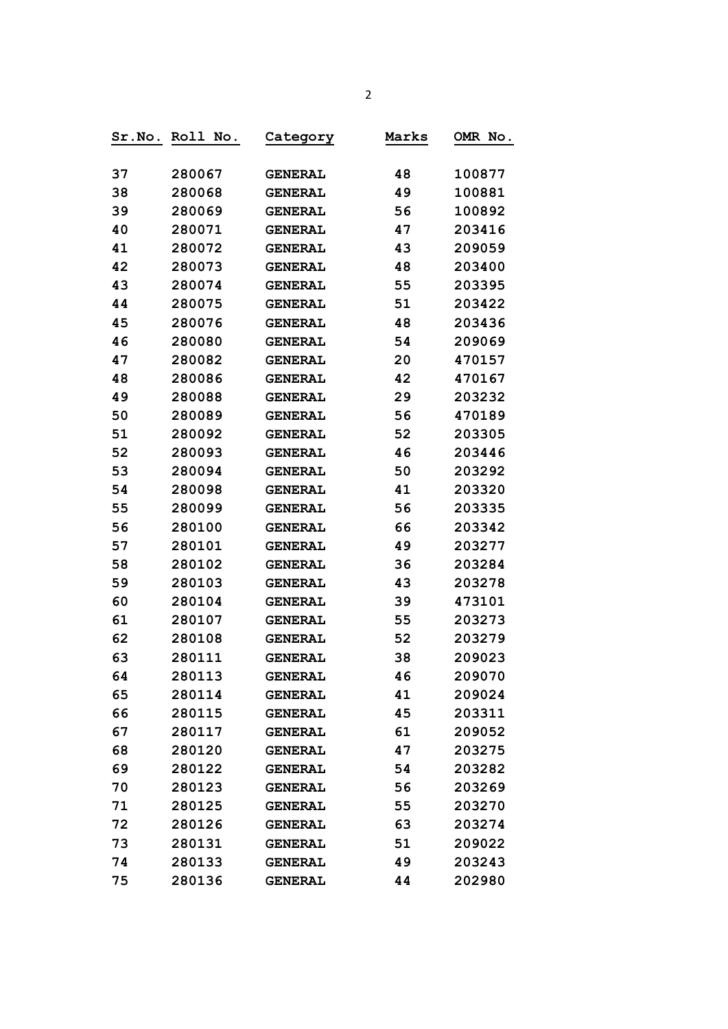| Sr.No. | Roll No. | Category | Marks | OMR No. |
|---|---|---|---|---|
| 37 | 280067 | GENERAL | 48 | 100877 |
| 38 | 280068 | GENERAL | 49 | 100881 |
| 39 | 280069 | GENERAL | 56 | 100892 |
| 40 | 280071 | GENERAL | 47 | 203416 |
| 41 | 280072 | GENERAL | 43 | 209059 |
| 42 | 280073 | GENERAL | 48 | 203400 |
| 43 | 280074 | GENERAL | 55 | 203395 |
| 44 | 280075 | GENERAL | 51 | 203422 |
| 45 | 280076 | GENERAL | 48 | 203436 |
| 46 | 280080 | GENERAL | 54 | 209069 |
| 47 | 280082 | GENERAL | 20 | 470157 |
| 48 | 280086 | GENERAL | 42 | 470167 |
| 49 | 280088 | GENERAL | 29 | 203232 |
| 50 | 280089 | GENERAL | 56 | 470189 |
| 51 | 280092 | GENERAL | 52 | 203305 |
| 52 | 280093 | GENERAL | 46 | 203446 |
| 53 | 280094 | GENERAL | 50 | 203292 |
| 54 | 280098 | GENERAL | 41 | 203320 |
| 55 | 280099 | GENERAL | 56 | 203335 |
| 56 | 280100 | GENERAL | 66 | 203342 |
| 57 | 280101 | GENERAL | 49 | 203277 |
| 58 | 280102 | GENERAL | 36 | 203284 |
| 59 | 280103 | GENERAL | 43 | 203278 |
| 60 | 280104 | GENERAL | 39 | 473101 |
| 61 | 280107 | GENERAL | 55 | 203273 |
| 62 | 280108 | GENERAL | 52 | 203279 |
| 63 | 280111 | GENERAL | 38 | 209023 |
| 64 | 280113 | GENERAL | 46 | 209070 |
| 65 | 280114 | GENERAL | 41 | 209024 |
| 66 | 280115 | GENERAL | 45 | 203311 |
| 67 | 280117 | GENERAL | 61 | 209052 |
| 68 | 280120 | GENERAL | 47 | 203275 |
| 69 | 280122 | GENERAL | 54 | 203282 |
| 70 | 280123 | GENERAL | 56 | 203269 |
| 71 | 280125 | GENERAL | 55 | 203270 |
| 72 | 280126 | GENERAL | 63 | 203274 |
| 73 | 280131 | GENERAL | 51 | 209022 |
| 74 | 280133 | GENERAL | 49 | 203243 |
| 75 | 280136 | GENERAL | 44 | 202980 |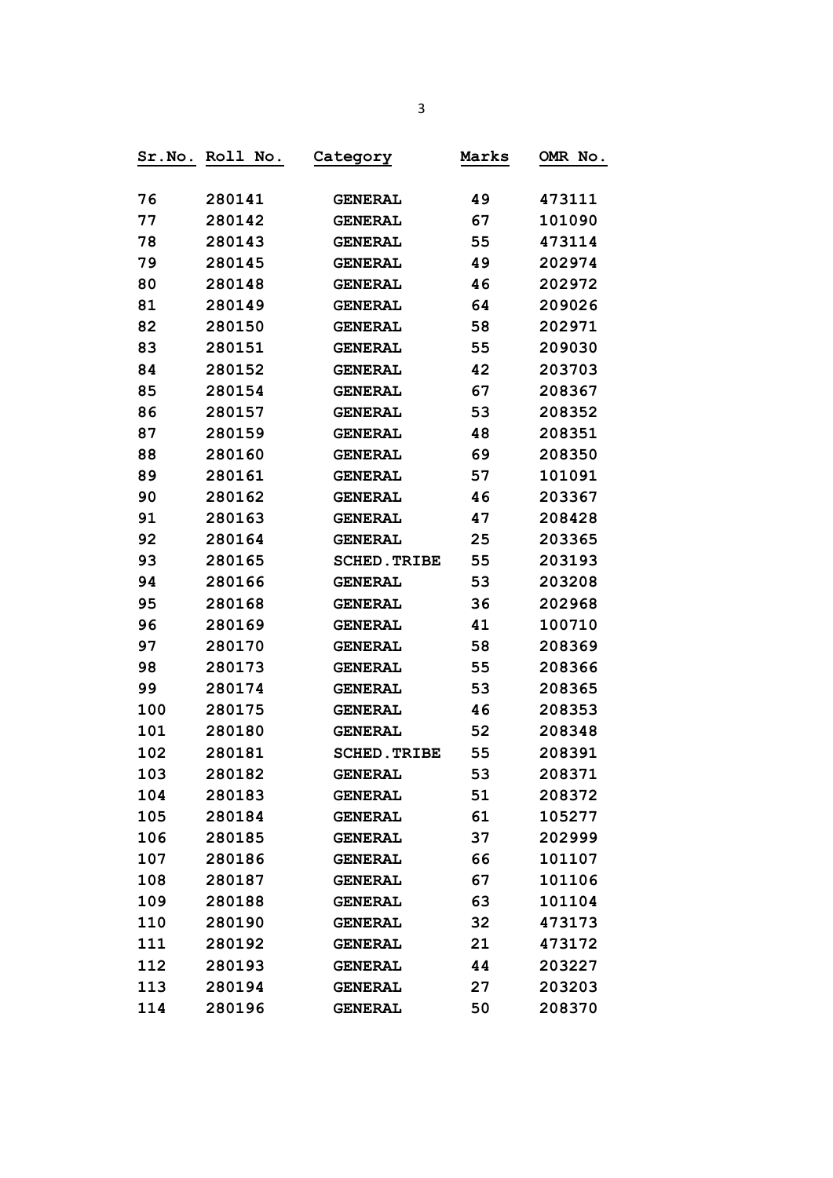| Sr.No. | Roll No. | Category | Marks | OMR No. |
|---|---|---|---|---|
| 76 | 280141 | GENERAL | 49 | 473111 |
| 77 | 280142 | GENERAL | 67 | 101090 |
| 78 | 280143 | GENERAL | 55 | 473114 |
| 79 | 280145 | GENERAL | 49 | 202974 |
| 80 | 280148 | GENERAL | 46 | 202972 |
| 81 | 280149 | GENERAL | 64 | 209026 |
| 82 | 280150 | GENERAL | 58 | 202971 |
| 83 | 280151 | GENERAL | 55 | 209030 |
| 84 | 280152 | GENERAL | 42 | 203703 |
| 85 | 280154 | GENERAL | 67 | 208367 |
| 86 | 280157 | GENERAL | 53 | 208352 |
| 87 | 280159 | GENERAL | 48 | 208351 |
| 88 | 280160 | GENERAL | 69 | 208350 |
| 89 | 280161 | GENERAL | 57 | 101091 |
| 90 | 280162 | GENERAL | 46 | 203367 |
| 91 | 280163 | GENERAL | 47 | 208428 |
| 92 | 280164 | GENERAL | 25 | 203365 |
| 93 | 280165 | SCHED.TRIBE | 55 | 203193 |
| 94 | 280166 | GENERAL | 53 | 203208 |
| 95 | 280168 | GENERAL | 36 | 202968 |
| 96 | 280169 | GENERAL | 41 | 100710 |
| 97 | 280170 | GENERAL | 58 | 208369 |
| 98 | 280173 | GENERAL | 55 | 208366 |
| 99 | 280174 | GENERAL | 53 | 208365 |
| 100 | 280175 | GENERAL | 46 | 208353 |
| 101 | 280180 | GENERAL | 52 | 208348 |
| 102 | 280181 | SCHED.TRIBE | 55 | 208391 |
| 103 | 280182 | GENERAL | 53 | 208371 |
| 104 | 280183 | GENERAL | 51 | 208372 |
| 105 | 280184 | GENERAL | 61 | 105277 |
| 106 | 280185 | GENERAL | 37 | 202999 |
| 107 | 280186 | GENERAL | 66 | 101107 |
| 108 | 280187 | GENERAL | 67 | 101106 |
| 109 | 280188 | GENERAL | 63 | 101104 |
| 110 | 280190 | GENERAL | 32 | 473173 |
| 111 | 280192 | GENERAL | 21 | 473172 |
| 112 | 280193 | GENERAL | 44 | 203227 |
| 113 | 280194 | GENERAL | 27 | 203203 |
| 114 | 280196 | GENERAL | 50 | 208370 |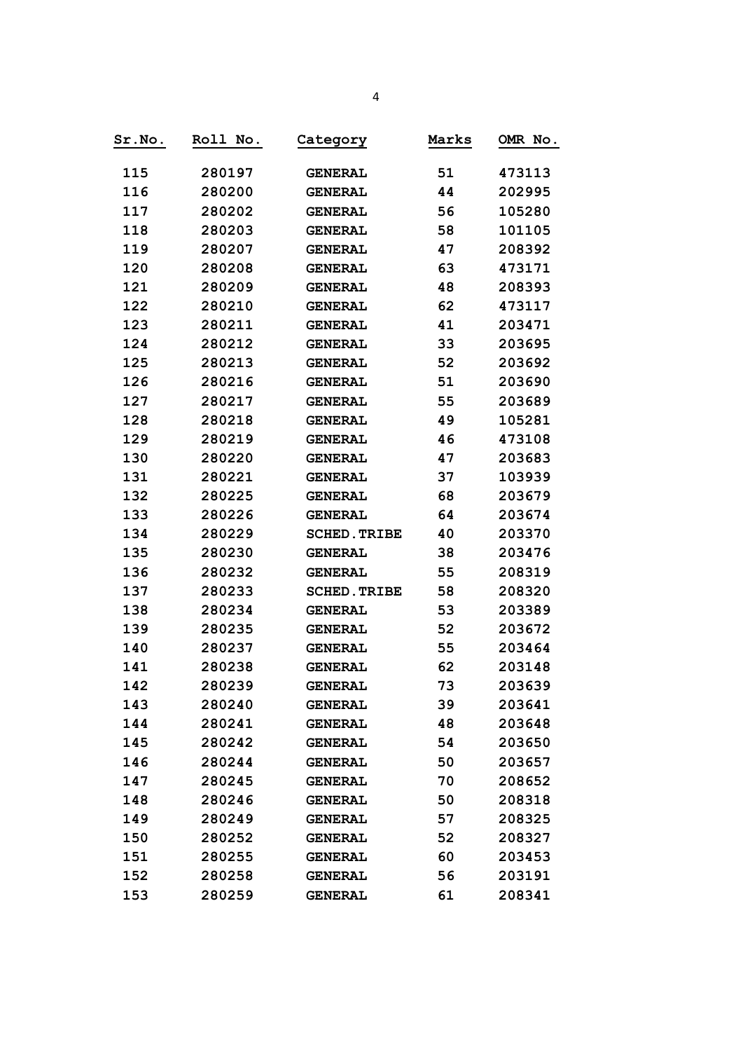| Sr.No. | Roll No. | Category | Marks | OMR No. |
|---|---|---|---|---|
| 115 | 280197 | GENERAL | 51 | 473113 |
| 116 | 280200 | GENERAL | 44 | 202995 |
| 117 | 280202 | GENERAL | 56 | 105280 |
| 118 | 280203 | GENERAL | 58 | 101105 |
| 119 | 280207 | GENERAL | 47 | 208392 |
| 120 | 280208 | GENERAL | 63 | 473171 |
| 121 | 280209 | GENERAL | 48 | 208393 |
| 122 | 280210 | GENERAL | 62 | 473117 |
| 123 | 280211 | GENERAL | 41 | 203471 |
| 124 | 280212 | GENERAL | 33 | 203695 |
| 125 | 280213 | GENERAL | 52 | 203692 |
| 126 | 280216 | GENERAL | 51 | 203690 |
| 127 | 280217 | GENERAL | 55 | 203689 |
| 128 | 280218 | GENERAL | 49 | 105281 |
| 129 | 280219 | GENERAL | 46 | 473108 |
| 130 | 280220 | GENERAL | 47 | 203683 |
| 131 | 280221 | GENERAL | 37 | 103939 |
| 132 | 280225 | GENERAL | 68 | 203679 |
| 133 | 280226 | GENERAL | 64 | 203674 |
| 134 | 280229 | SCHED.TRIBE | 40 | 203370 |
| 135 | 280230 | GENERAL | 38 | 203476 |
| 136 | 280232 | GENERAL | 55 | 208319 |
| 137 | 280233 | SCHED.TRIBE | 58 | 208320 |
| 138 | 280234 | GENERAL | 53 | 203389 |
| 139 | 280235 | GENERAL | 52 | 203672 |
| 140 | 280237 | GENERAL | 55 | 203464 |
| 141 | 280238 | GENERAL | 62 | 203148 |
| 142 | 280239 | GENERAL | 73 | 203639 |
| 143 | 280240 | GENERAL | 39 | 203641 |
| 144 | 280241 | GENERAL | 48 | 203648 |
| 145 | 280242 | GENERAL | 54 | 203650 |
| 146 | 280244 | GENERAL | 50 | 203657 |
| 147 | 280245 | GENERAL | 70 | 208652 |
| 148 | 280246 | GENERAL | 50 | 208318 |
| 149 | 280249 | GENERAL | 57 | 208325 |
| 150 | 280252 | GENERAL | 52 | 208327 |
| 151 | 280255 | GENERAL | 60 | 203453 |
| 152 | 280258 | GENERAL | 56 | 203191 |
| 153 | 280259 | GENERAL | 61 | 208341 |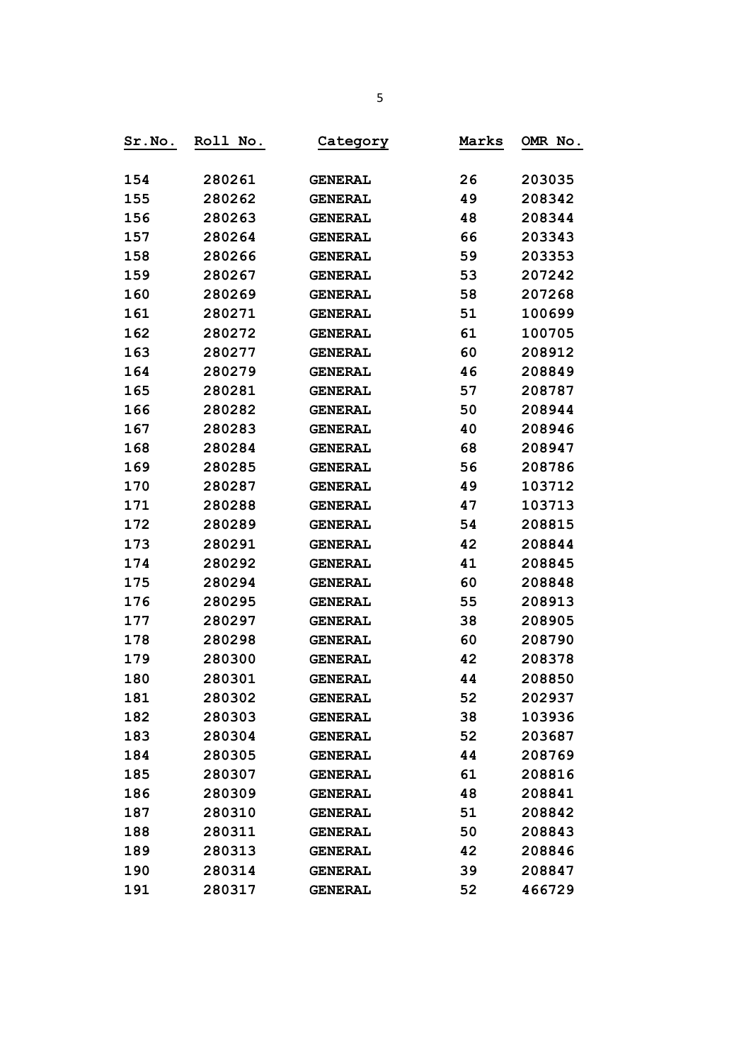| Sr.No. | Roll No. | Category | Marks | OMR No. |
|---|---|---|---|---|
| 154 | 280261 | GENERAL | 26 | 203035 |
| 155 | 280262 | GENERAL | 49 | 208342 |
| 156 | 280263 | GENERAL | 48 | 208344 |
| 157 | 280264 | GENERAL | 66 | 203343 |
| 158 | 280266 | GENERAL | 59 | 203353 |
| 159 | 280267 | GENERAL | 53 | 207242 |
| 160 | 280269 | GENERAL | 58 | 207268 |
| 161 | 280271 | GENERAL | 51 | 100699 |
| 162 | 280272 | GENERAL | 61 | 100705 |
| 163 | 280277 | GENERAL | 60 | 208912 |
| 164 | 280279 | GENERAL | 46 | 208849 |
| 165 | 280281 | GENERAL | 57 | 208787 |
| 166 | 280282 | GENERAL | 50 | 208944 |
| 167 | 280283 | GENERAL | 40 | 208946 |
| 168 | 280284 | GENERAL | 68 | 208947 |
| 169 | 280285 | GENERAL | 56 | 208786 |
| 170 | 280287 | GENERAL | 49 | 103712 |
| 171 | 280288 | GENERAL | 47 | 103713 |
| 172 | 280289 | GENERAL | 54 | 208815 |
| 173 | 280291 | GENERAL | 42 | 208844 |
| 174 | 280292 | GENERAL | 41 | 208845 |
| 175 | 280294 | GENERAL | 60 | 208848 |
| 176 | 280295 | GENERAL | 55 | 208913 |
| 177 | 280297 | GENERAL | 38 | 208905 |
| 178 | 280298 | GENERAL | 60 | 208790 |
| 179 | 280300 | GENERAL | 42 | 208378 |
| 180 | 280301 | GENERAL | 44 | 208850 |
| 181 | 280302 | GENERAL | 52 | 202937 |
| 182 | 280303 | GENERAL | 38 | 103936 |
| 183 | 280304 | GENERAL | 52 | 203687 |
| 184 | 280305 | GENERAL | 44 | 208769 |
| 185 | 280307 | GENERAL | 61 | 208816 |
| 186 | 280309 | GENERAL | 48 | 208841 |
| 187 | 280310 | GENERAL | 51 | 208842 |
| 188 | 280311 | GENERAL | 50 | 208843 |
| 189 | 280313 | GENERAL | 42 | 208846 |
| 190 | 280314 | GENERAL | 39 | 208847 |
| 191 | 280317 | GENERAL | 52 | 466729 |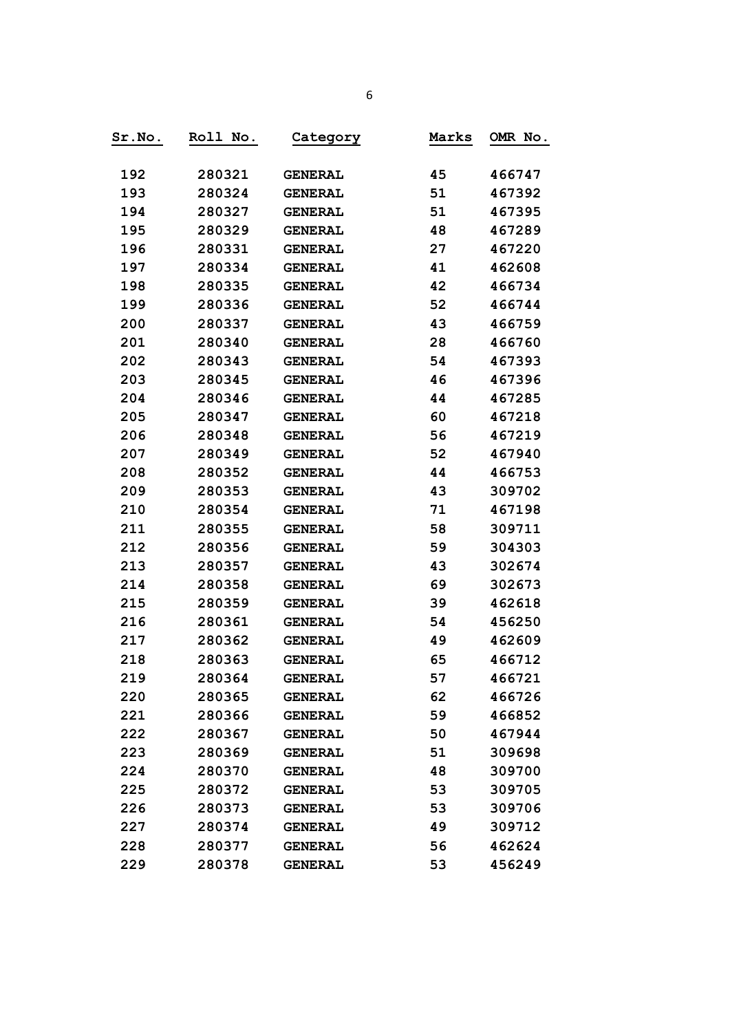| Sr.No. | Roll No. | Category | Marks | OMR No. |
|---|---|---|---|---|
| 192 | 280321 | GENERAL | 45 | 466747 |
| 193 | 280324 | GENERAL | 51 | 467392 |
| 194 | 280327 | GENERAL | 51 | 467395 |
| 195 | 280329 | GENERAL | 48 | 467289 |
| 196 | 280331 | GENERAL | 27 | 467220 |
| 197 | 280334 | GENERAL | 41 | 462608 |
| 198 | 280335 | GENERAL | 42 | 466734 |
| 199 | 280336 | GENERAL | 52 | 466744 |
| 200 | 280337 | GENERAL | 43 | 466759 |
| 201 | 280340 | GENERAL | 28 | 466760 |
| 202 | 280343 | GENERAL | 54 | 467393 |
| 203 | 280345 | GENERAL | 46 | 467396 |
| 204 | 280346 | GENERAL | 44 | 467285 |
| 205 | 280347 | GENERAL | 60 | 467218 |
| 206 | 280348 | GENERAL | 56 | 467219 |
| 207 | 280349 | GENERAL | 52 | 467940 |
| 208 | 280352 | GENERAL | 44 | 466753 |
| 209 | 280353 | GENERAL | 43 | 309702 |
| 210 | 280354 | GENERAL | 71 | 467198 |
| 211 | 280355 | GENERAL | 58 | 309711 |
| 212 | 280356 | GENERAL | 59 | 304303 |
| 213 | 280357 | GENERAL | 43 | 302674 |
| 214 | 280358 | GENERAL | 69 | 302673 |
| 215 | 280359 | GENERAL | 39 | 462618 |
| 216 | 280361 | GENERAL | 54 | 456250 |
| 217 | 280362 | GENERAL | 49 | 462609 |
| 218 | 280363 | GENERAL | 65 | 466712 |
| 219 | 280364 | GENERAL | 57 | 466721 |
| 220 | 280365 | GENERAL | 62 | 466726 |
| 221 | 280366 | GENERAL | 59 | 466852 |
| 222 | 280367 | GENERAL | 50 | 467944 |
| 223 | 280369 | GENERAL | 51 | 309698 |
| 224 | 280370 | GENERAL | 48 | 309700 |
| 225 | 280372 | GENERAL | 53 | 309705 |
| 226 | 280373 | GENERAL | 53 | 309706 |
| 227 | 280374 | GENERAL | 49 | 309712 |
| 228 | 280377 | GENERAL | 56 | 462624 |
| 229 | 280378 | GENERAL | 53 | 456249 |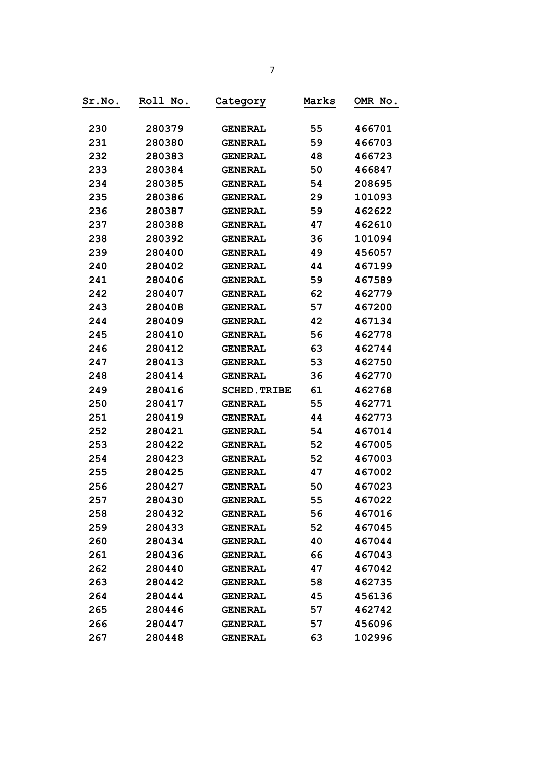| Sr.No. | Roll No. | Category | Marks | OMR No. |
|---|---|---|---|---|
| 230 | 280379 | GENERAL | 55 | 466701 |
| 231 | 280380 | GENERAL | 59 | 466703 |
| 232 | 280383 | GENERAL | 48 | 466723 |
| 233 | 280384 | GENERAL | 50 | 466847 |
| 234 | 280385 | GENERAL | 54 | 208695 |
| 235 | 280386 | GENERAL | 29 | 101093 |
| 236 | 280387 | GENERAL | 59 | 462622 |
| 237 | 280388 | GENERAL | 47 | 462610 |
| 238 | 280392 | GENERAL | 36 | 101094 |
| 239 | 280400 | GENERAL | 49 | 456057 |
| 240 | 280402 | GENERAL | 44 | 467199 |
| 241 | 280406 | GENERAL | 59 | 467589 |
| 242 | 280407 | GENERAL | 62 | 462779 |
| 243 | 280408 | GENERAL | 57 | 467200 |
| 244 | 280409 | GENERAL | 42 | 467134 |
| 245 | 280410 | GENERAL | 56 | 462778 |
| 246 | 280412 | GENERAL | 63 | 462744 |
| 247 | 280413 | GENERAL | 53 | 462750 |
| 248 | 280414 | GENERAL | 36 | 462770 |
| 249 | 280416 | SCHED.TRIBE | 61 | 462768 |
| 250 | 280417 | GENERAL | 55 | 462771 |
| 251 | 280419 | GENERAL | 44 | 462773 |
| 252 | 280421 | GENERAL | 54 | 467014 |
| 253 | 280422 | GENERAL | 52 | 467005 |
| 254 | 280423 | GENERAL | 52 | 467003 |
| 255 | 280425 | GENERAL | 47 | 467002 |
| 256 | 280427 | GENERAL | 50 | 467023 |
| 257 | 280430 | GENERAL | 55 | 467022 |
| 258 | 280432 | GENERAL | 56 | 467016 |
| 259 | 280433 | GENERAL | 52 | 467045 |
| 260 | 280434 | GENERAL | 40 | 467044 |
| 261 | 280436 | GENERAL | 66 | 467043 |
| 262 | 280440 | GENERAL | 47 | 467042 |
| 263 | 280442 | GENERAL | 58 | 462735 |
| 264 | 280444 | GENERAL | 45 | 456136 |
| 265 | 280446 | GENERAL | 57 | 462742 |
| 266 | 280447 | GENERAL | 57 | 456096 |
| 267 | 280448 | GENERAL | 63 | 102996 |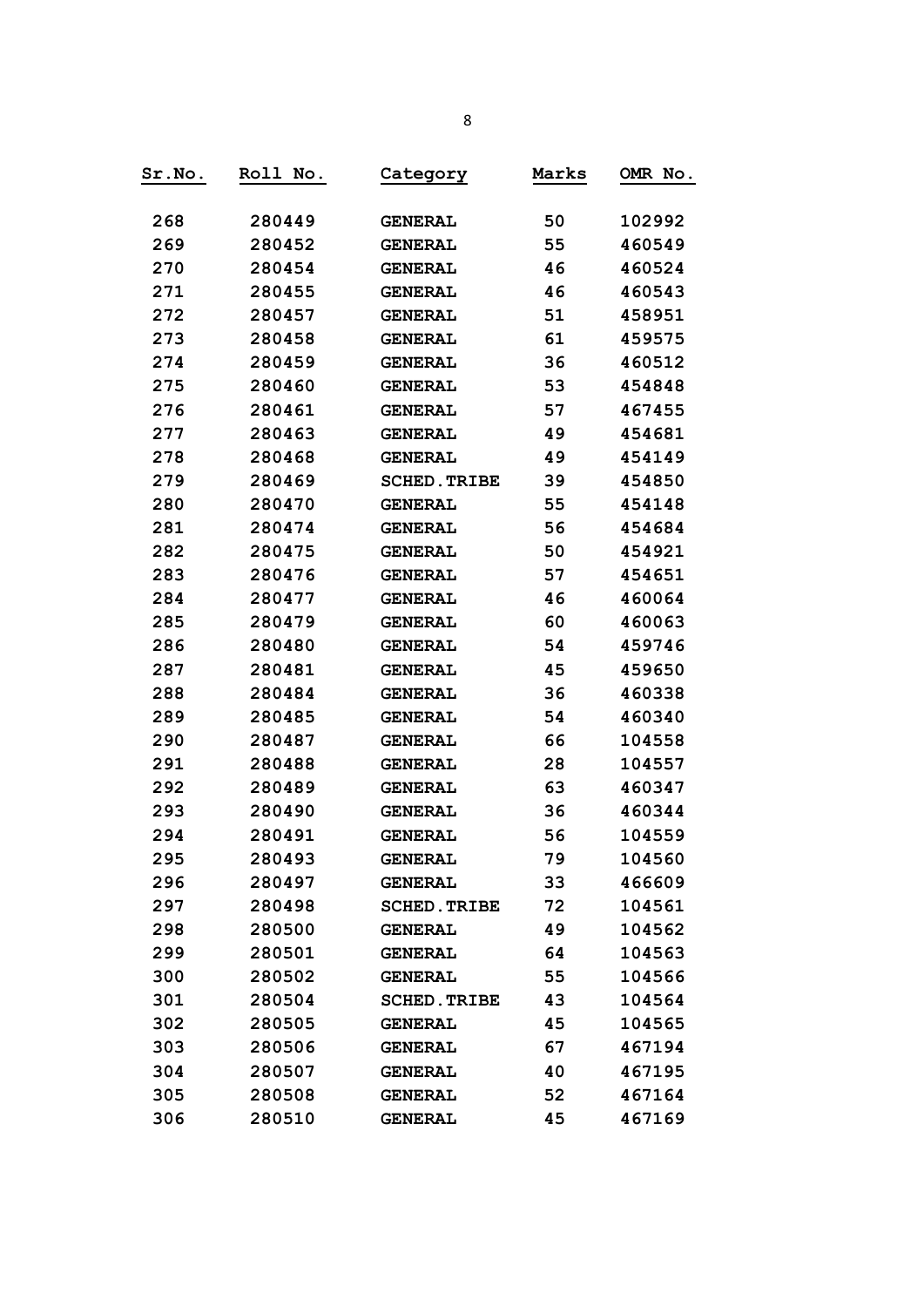| Sr.No. | Roll No. | Category | Marks | OMR No. |
| --- | --- | --- | --- | --- |
| 268 | 280449 | GENERAL | 50 | 102992 |
| 269 | 280452 | GENERAL | 55 | 460549 |
| 270 | 280454 | GENERAL | 46 | 460524 |
| 271 | 280455 | GENERAL | 46 | 460543 |
| 272 | 280457 | GENERAL | 51 | 458951 |
| 273 | 280458 | GENERAL | 61 | 459575 |
| 274 | 280459 | GENERAL | 36 | 460512 |
| 275 | 280460 | GENERAL | 53 | 454848 |
| 276 | 280461 | GENERAL | 57 | 467455 |
| 277 | 280463 | GENERAL | 49 | 454681 |
| 278 | 280468 | GENERAL | 49 | 454149 |
| 279 | 280469 | SCHED.TRIBE | 39 | 454850 |
| 280 | 280470 | GENERAL | 55 | 454148 |
| 281 | 280474 | GENERAL | 56 | 454684 |
| 282 | 280475 | GENERAL | 50 | 454921 |
| 283 | 280476 | GENERAL | 57 | 454651 |
| 284 | 280477 | GENERAL | 46 | 460064 |
| 285 | 280479 | GENERAL | 60 | 460063 |
| 286 | 280480 | GENERAL | 54 | 459746 |
| 287 | 280481 | GENERAL | 45 | 459650 |
| 288 | 280484 | GENERAL | 36 | 460338 |
| 289 | 280485 | GENERAL | 54 | 460340 |
| 290 | 280487 | GENERAL | 66 | 104558 |
| 291 | 280488 | GENERAL | 28 | 104557 |
| 292 | 280489 | GENERAL | 63 | 460347 |
| 293 | 280490 | GENERAL | 36 | 460344 |
| 294 | 280491 | GENERAL | 56 | 104559 |
| 295 | 280493 | GENERAL | 79 | 104560 |
| 296 | 280497 | GENERAL | 33 | 466609 |
| 297 | 280498 | SCHED.TRIBE | 72 | 104561 |
| 298 | 280500 | GENERAL | 49 | 104562 |
| 299 | 280501 | GENERAL | 64 | 104563 |
| 300 | 280502 | GENERAL | 55 | 104566 |
| 301 | 280504 | SCHED.TRIBE | 43 | 104564 |
| 302 | 280505 | GENERAL | 45 | 104565 |
| 303 | 280506 | GENERAL | 67 | 467194 |
| 304 | 280507 | GENERAL | 40 | 467195 |
| 305 | 280508 | GENERAL | 52 | 467164 |
| 306 | 280510 | GENERAL | 45 | 467169 |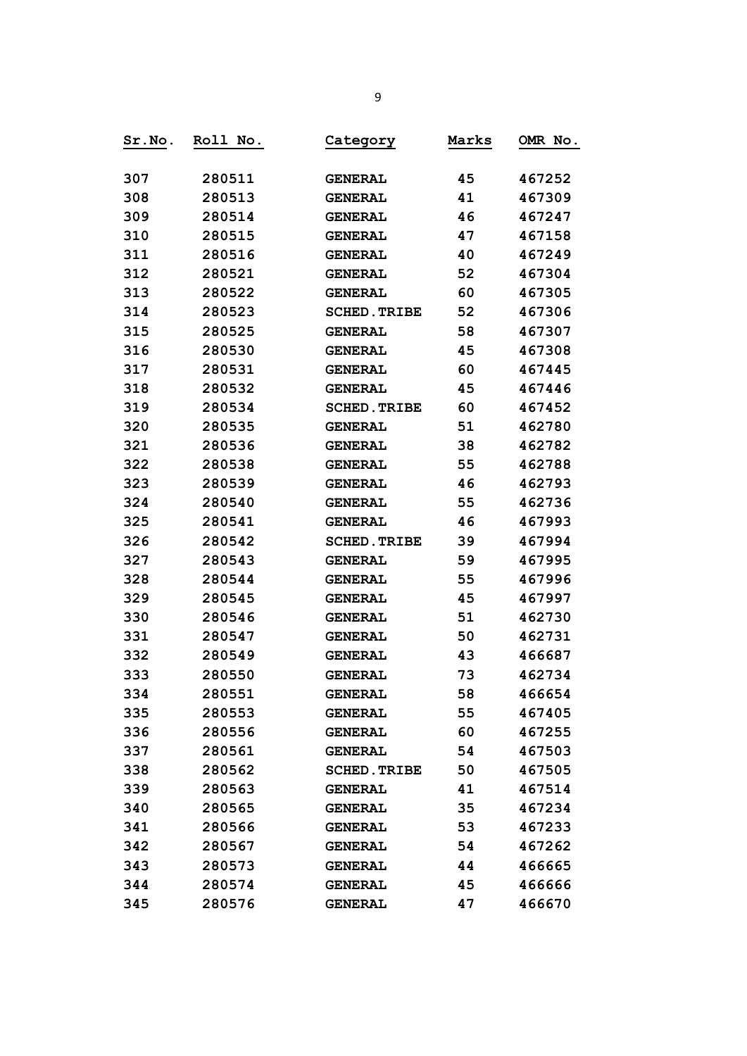| Sr.No. | Roll No. | Category | Marks | OMR No. |
|---|---|---|---|---|
| 307 | 280511 | GENERAL | 45 | 467252 |
| 308 | 280513 | GENERAL | 41 | 467309 |
| 309 | 280514 | GENERAL | 46 | 467247 |
| 310 | 280515 | GENERAL | 47 | 467158 |
| 311 | 280516 | GENERAL | 40 | 467249 |
| 312 | 280521 | GENERAL | 52 | 467304 |
| 313 | 280522 | GENERAL | 60 | 467305 |
| 314 | 280523 | SCHED.TRIBE | 52 | 467306 |
| 315 | 280525 | GENERAL | 58 | 467307 |
| 316 | 280530 | GENERAL | 45 | 467308 |
| 317 | 280531 | GENERAL | 60 | 467445 |
| 318 | 280532 | GENERAL | 45 | 467446 |
| 319 | 280534 | SCHED.TRIBE | 60 | 467452 |
| 320 | 280535 | GENERAL | 51 | 462780 |
| 321 | 280536 | GENERAL | 38 | 462782 |
| 322 | 280538 | GENERAL | 55 | 462788 |
| 323 | 280539 | GENERAL | 46 | 462793 |
| 324 | 280540 | GENERAL | 55 | 462736 |
| 325 | 280541 | GENERAL | 46 | 467993 |
| 326 | 280542 | SCHED.TRIBE | 39 | 467994 |
| 327 | 280543 | GENERAL | 59 | 467995 |
| 328 | 280544 | GENERAL | 55 | 467996 |
| 329 | 280545 | GENERAL | 45 | 467997 |
| 330 | 280546 | GENERAL | 51 | 462730 |
| 331 | 280547 | GENERAL | 50 | 462731 |
| 332 | 280549 | GENERAL | 43 | 466687 |
| 333 | 280550 | GENERAL | 73 | 462734 |
| 334 | 280551 | GENERAL | 58 | 466654 |
| 335 | 280553 | GENERAL | 55 | 467405 |
| 336 | 280556 | GENERAL | 60 | 467255 |
| 337 | 280561 | GENERAL | 54 | 467503 |
| 338 | 280562 | SCHED.TRIBE | 50 | 467505 |
| 339 | 280563 | GENERAL | 41 | 467514 |
| 340 | 280565 | GENERAL | 35 | 467234 |
| 341 | 280566 | GENERAL | 53 | 467233 |
| 342 | 280567 | GENERAL | 54 | 467262 |
| 343 | 280573 | GENERAL | 44 | 466665 |
| 344 | 280574 | GENERAL | 45 | 466666 |
| 345 | 280576 | GENERAL | 47 | 466670 |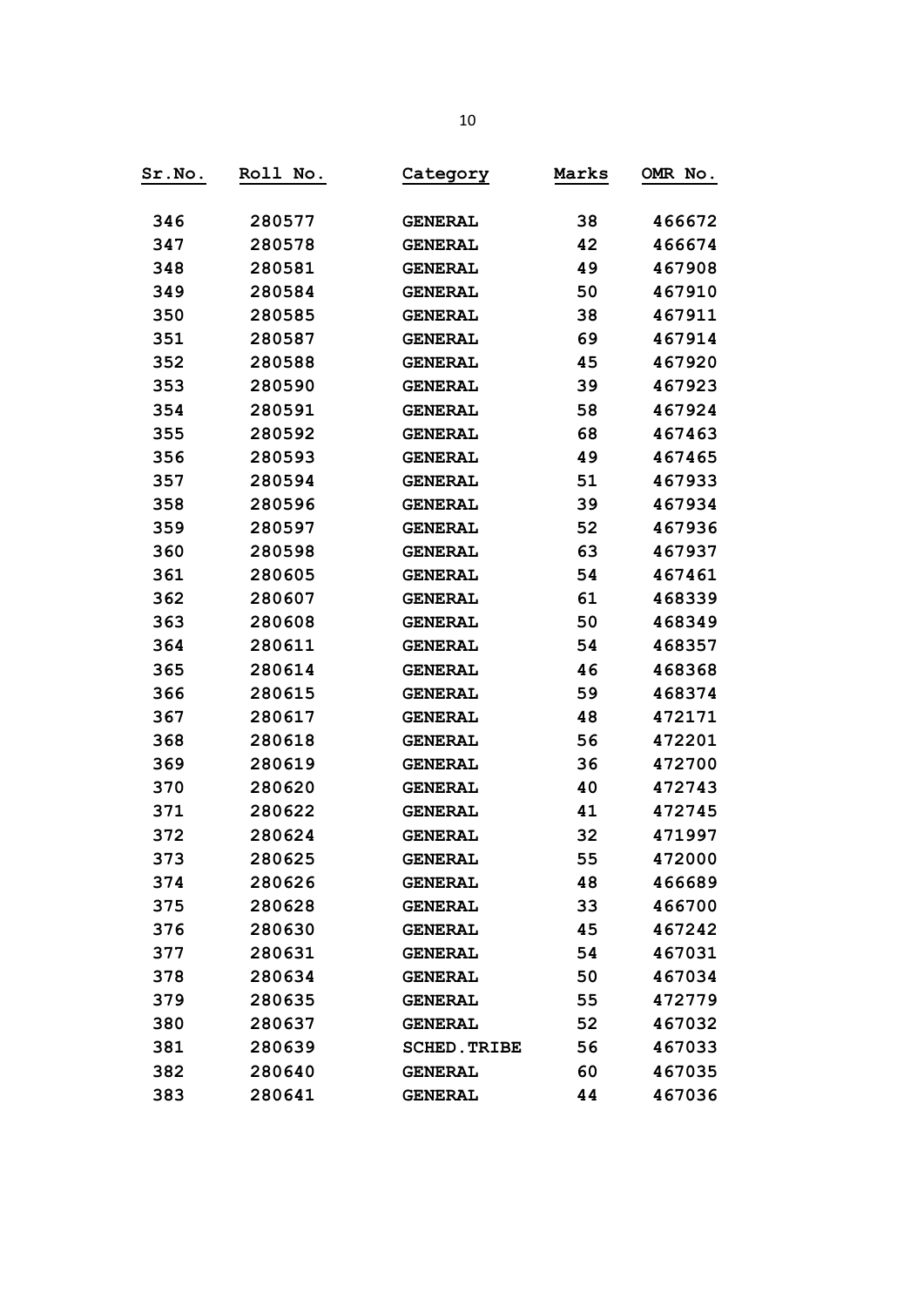| Sr.No. | Roll No. | Category | Marks | OMR No. |
|---|---|---|---|---|
| 346 | 280577 | GENERAL | 38 | 466672 |
| 347 | 280578 | GENERAL | 42 | 466674 |
| 348 | 280581 | GENERAL | 49 | 467908 |
| 349 | 280584 | GENERAL | 50 | 467910 |
| 350 | 280585 | GENERAL | 38 | 467911 |
| 351 | 280587 | GENERAL | 69 | 467914 |
| 352 | 280588 | GENERAL | 45 | 467920 |
| 353 | 280590 | GENERAL | 39 | 467923 |
| 354 | 280591 | GENERAL | 58 | 467924 |
| 355 | 280592 | GENERAL | 68 | 467463 |
| 356 | 280593 | GENERAL | 49 | 467465 |
| 357 | 280594 | GENERAL | 51 | 467933 |
| 358 | 280596 | GENERAL | 39 | 467934 |
| 359 | 280597 | GENERAL | 52 | 467936 |
| 360 | 280598 | GENERAL | 63 | 467937 |
| 361 | 280605 | GENERAL | 54 | 467461 |
| 362 | 280607 | GENERAL | 61 | 468339 |
| 363 | 280608 | GENERAL | 50 | 468349 |
| 364 | 280611 | GENERAL | 54 | 468357 |
| 365 | 280614 | GENERAL | 46 | 468368 |
| 366 | 280615 | GENERAL | 59 | 468374 |
| 367 | 280617 | GENERAL | 48 | 472171 |
| 368 | 280618 | GENERAL | 56 | 472201 |
| 369 | 280619 | GENERAL | 36 | 472700 |
| 370 | 280620 | GENERAL | 40 | 472743 |
| 371 | 280622 | GENERAL | 41 | 472745 |
| 372 | 280624 | GENERAL | 32 | 471997 |
| 373 | 280625 | GENERAL | 55 | 472000 |
| 374 | 280626 | GENERAL | 48 | 466689 |
| 375 | 280628 | GENERAL | 33 | 466700 |
| 376 | 280630 | GENERAL | 45 | 467242 |
| 377 | 280631 | GENERAL | 54 | 467031 |
| 378 | 280634 | GENERAL | 50 | 467034 |
| 379 | 280635 | GENERAL | 55 | 472779 |
| 380 | 280637 | GENERAL | 52 | 467032 |
| 381 | 280639 | SCHED.TRIBE | 56 | 467033 |
| 382 | 280640 | GENERAL | 60 | 467035 |
| 383 | 280641 | GENERAL | 44 | 467036 |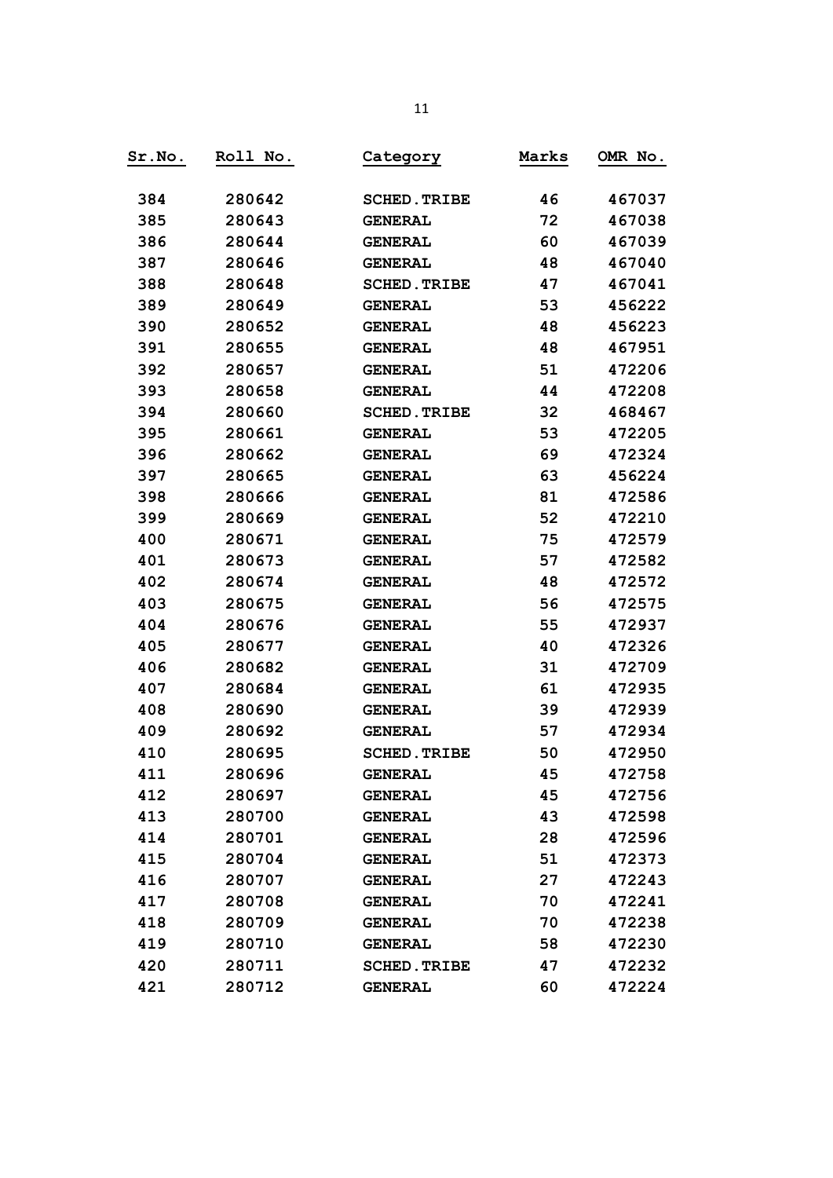| Sr.No. | Roll No. | Category | Marks | OMR No. |
|---|---|---|---|---|
| 384 | 280642 | SCHED.TRIBE | 46 | 467037 |
| 385 | 280643 | GENERAL | 72 | 467038 |
| 386 | 280644 | GENERAL | 60 | 467039 |
| 387 | 280646 | GENERAL | 48 | 467040 |
| 388 | 280648 | SCHED.TRIBE | 47 | 467041 |
| 389 | 280649 | GENERAL | 53 | 456222 |
| 390 | 280652 | GENERAL | 48 | 456223 |
| 391 | 280655 | GENERAL | 48 | 467951 |
| 392 | 280657 | GENERAL | 51 | 472206 |
| 393 | 280658 | GENERAL | 44 | 472208 |
| 394 | 280660 | SCHED.TRIBE | 32 | 468467 |
| 395 | 280661 | GENERAL | 53 | 472205 |
| 396 | 280662 | GENERAL | 69 | 472324 |
| 397 | 280665 | GENERAL | 63 | 456224 |
| 398 | 280666 | GENERAL | 81 | 472586 |
| 399 | 280669 | GENERAL | 52 | 472210 |
| 400 | 280671 | GENERAL | 75 | 472579 |
| 401 | 280673 | GENERAL | 57 | 472582 |
| 402 | 280674 | GENERAL | 48 | 472572 |
| 403 | 280675 | GENERAL | 56 | 472575 |
| 404 | 280676 | GENERAL | 55 | 472937 |
| 405 | 280677 | GENERAL | 40 | 472326 |
| 406 | 280682 | GENERAL | 31 | 472709 |
| 407 | 280684 | GENERAL | 61 | 472935 |
| 408 | 280690 | GENERAL | 39 | 472939 |
| 409 | 280692 | GENERAL | 57 | 472934 |
| 410 | 280695 | SCHED.TRIBE | 50 | 472950 |
| 411 | 280696 | GENERAL | 45 | 472758 |
| 412 | 280697 | GENERAL | 45 | 472756 |
| 413 | 280700 | GENERAL | 43 | 472598 |
| 414 | 280701 | GENERAL | 28 | 472596 |
| 415 | 280704 | GENERAL | 51 | 472373 |
| 416 | 280707 | GENERAL | 27 | 472243 |
| 417 | 280708 | GENERAL | 70 | 472241 |
| 418 | 280709 | GENERAL | 70 | 472238 |
| 419 | 280710 | GENERAL | 58 | 472230 |
| 420 | 280711 | SCHED.TRIBE | 47 | 472232 |
| 421 | 280712 | GENERAL | 60 | 472224 |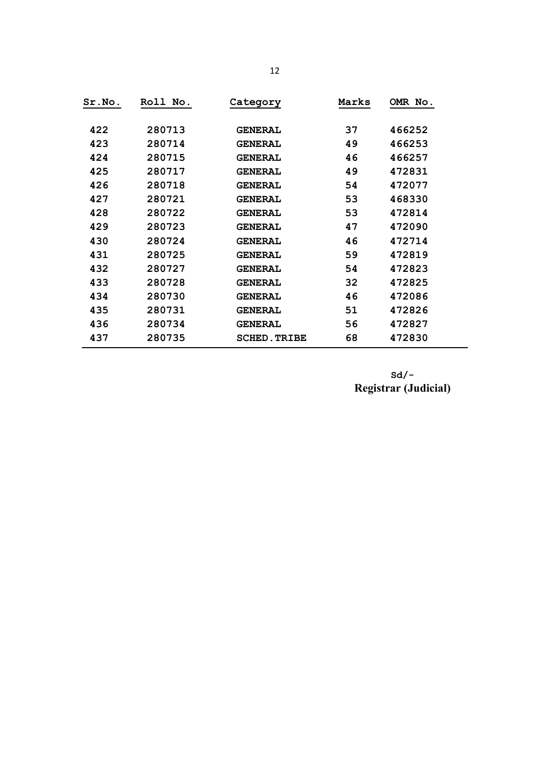| Sr.No. | Roll No. | Category | Marks | OMR No. |
|---|---|---|---|---|
| 422 | 280713 | GENERAL | 37 | 466252 |
| 423 | 280714 | GENERAL | 49 | 466253 |
| 424 | 280715 | GENERAL | 46 | 466257 |
| 425 | 280717 | GENERAL | 49 | 472831 |
| 426 | 280718 | GENERAL | 54 | 472077 |
| 427 | 280721 | GENERAL | 53 | 468330 |
| 428 | 280722 | GENERAL | 53 | 472814 |
| 429 | 280723 | GENERAL | 47 | 472090 |
| 430 | 280724 | GENERAL | 46 | 472714 |
| 431 | 280725 | GENERAL | 59 | 472819 |
| 432 | 280727 | GENERAL | 54 | 472823 |
| 433 | 280728 | GENERAL | 32 | 472825 |
| 434 | 280730 | GENERAL | 46 | 472086 |
| 435 | 280731 | GENERAL | 51 | 472826 |
| 436 | 280734 | GENERAL | 56 | 472827 |
| 437 | 280735 | SCHED.TRIBE | 68 | 472830 |

Sd/-

**Registrar (Judicial)**